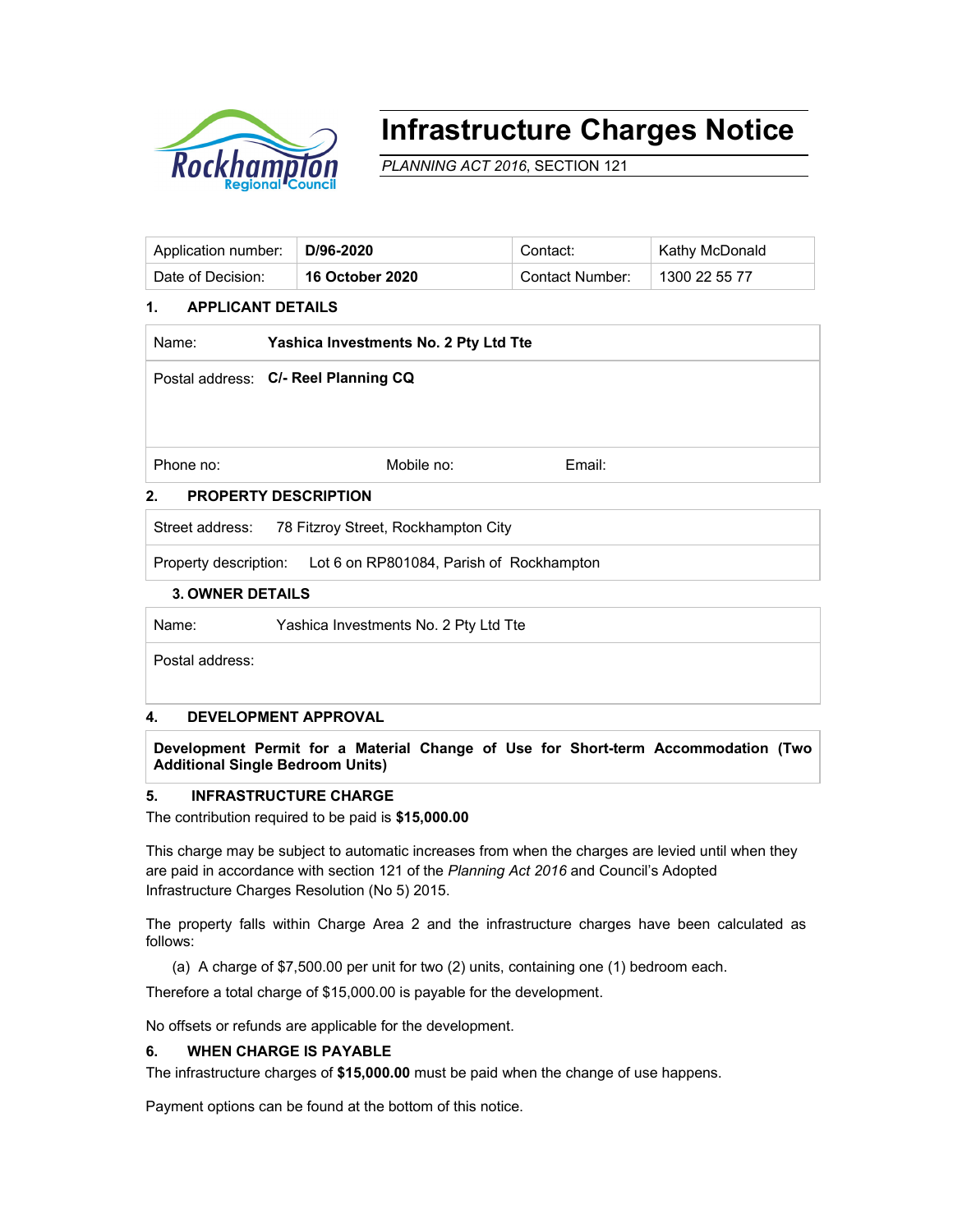# Infrastructure Charges Notice

*PLANNING ACT 2016*, SECTION 121

| Application number: | **D/96-2020** | Contact: | Kathy McDonald |
|---|---|---|---|
| Date of Decision: | **16 October 2020** | Contact Number: | 1300 22 55 77 |

## 1. APPLICANT DETAILS

| | |
|---|---|
| Name: | **Yashica Investments No. 2 Pty Ltd Tte** |
| Postal address: | **C/- Reel Planning CQ** |
| Phone no: Mobile no: Email: | |

## 2. PROPERTY DESCRIPTION

| | |
|---|---|
| Street address: | 78 Fitzroy Street, Rockhampton City |
| Property description: | Lot 6 on RP801084, Parish of Rockhampton |

## 3. OWNER DETAILS

| | |
|---|---|
| Name: | Yashica Investments No. 2 Pty Ltd Tte |
| Postal address: | |

## 4. DEVELOPMENT APPROVAL

**Development Permit for a Material Change of Use for Short-term Accommodation (Two Additional Single Bedroom Units)**

## 5. INFRASTRUCTURE CHARGE

The contribution required to be paid is **$15,000.00**

This charge may be subject to automatic increases from when the charges are levied until when they are paid in accordance with section 121 of the *Planning Act 2016* and Council's Adopted Infrastructure Charges Resolution (No 5) 2015.

The property falls within Charge Area 2 and the infrastructure charges have been calculated as follows:

(a) A charge of $7,500.00 per unit for two (2) units, containing one (1) bedroom each.

Therefore a total charge of $15,000.00 is payable for the development.

No offsets or refunds are applicable for the development.

## 6. WHEN CHARGE IS PAYABLE

The infrastructure charges of **$15,000.00** must be paid when the change of use happens.

Payment options can be found at the bottom of this notice.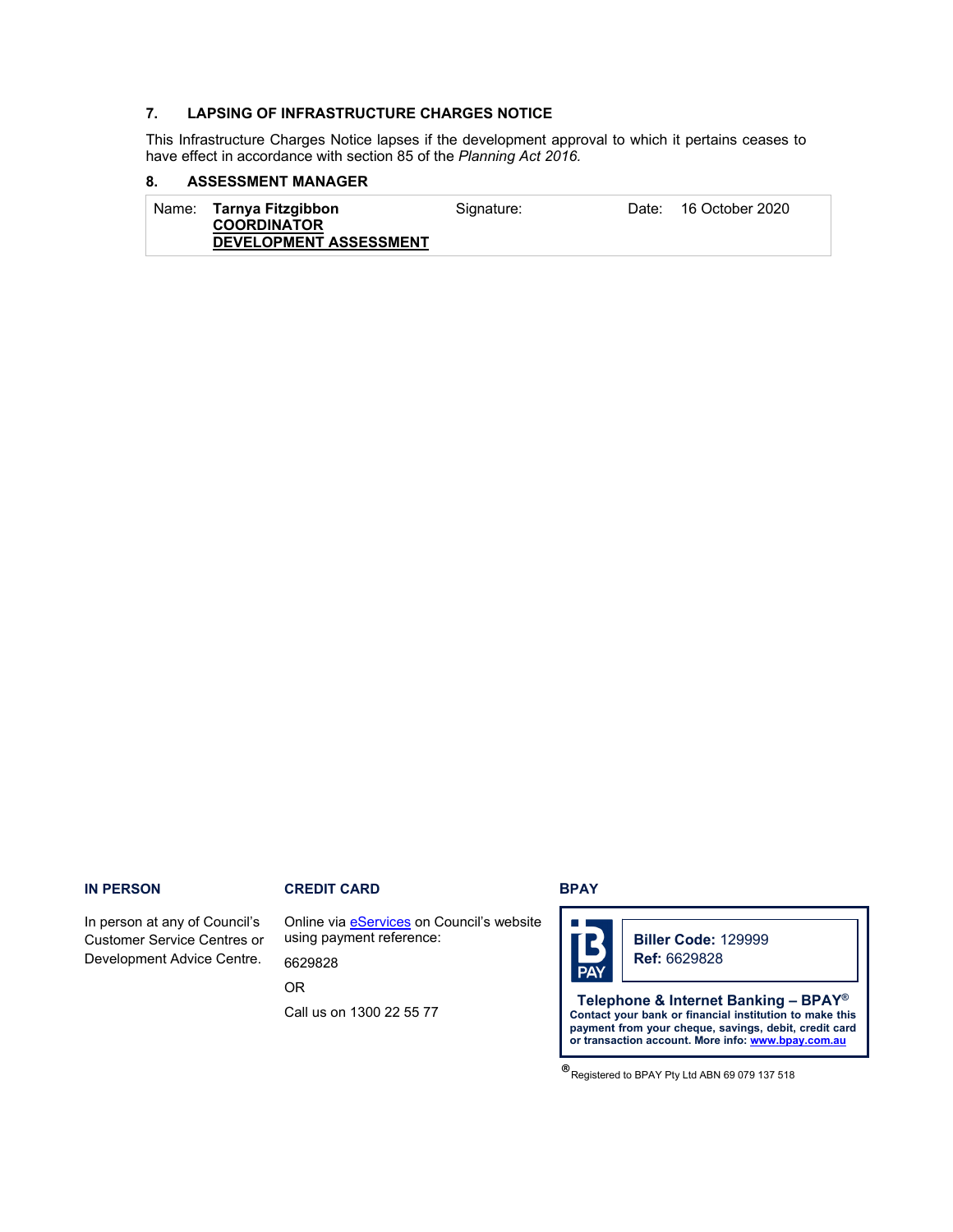## 7. LAPSING OF INFRASTRUCTURE CHARGES NOTICE

This Infrastructure Charges Notice lapses if the development approval to which it pertains ceases to have effect in accordance with section 85 of the *Planning Act 2016.*

## 8. ASSESSMENT MANAGER

| | | | |
|---|---|---|---|
| Name: **Tarnya Fitzgibbon** **COORDINATOR DEVELOPMENT ASSESSMENT** | Signature: | Date: | 16 October 2020 |

**IN PERSON**

In person at any of Council's Customer Service Centres or Development Advice Centre.

**CREDIT CARD**

Online via eServices on Council's website using payment reference:

6629828

OR

Call us on 1300 22 55 77

**BPAY**

**Biller Code:** 129999
**Ref:** 6629828

**Telephone & Internet Banking – BPAY®**
**Contact your bank or financial institution to make this payment from your cheque, savings, debit, credit card or transaction account. More info: www.bpay.com.au**

® Registered to BPAY Pty Ltd ABN 69 079 137 518